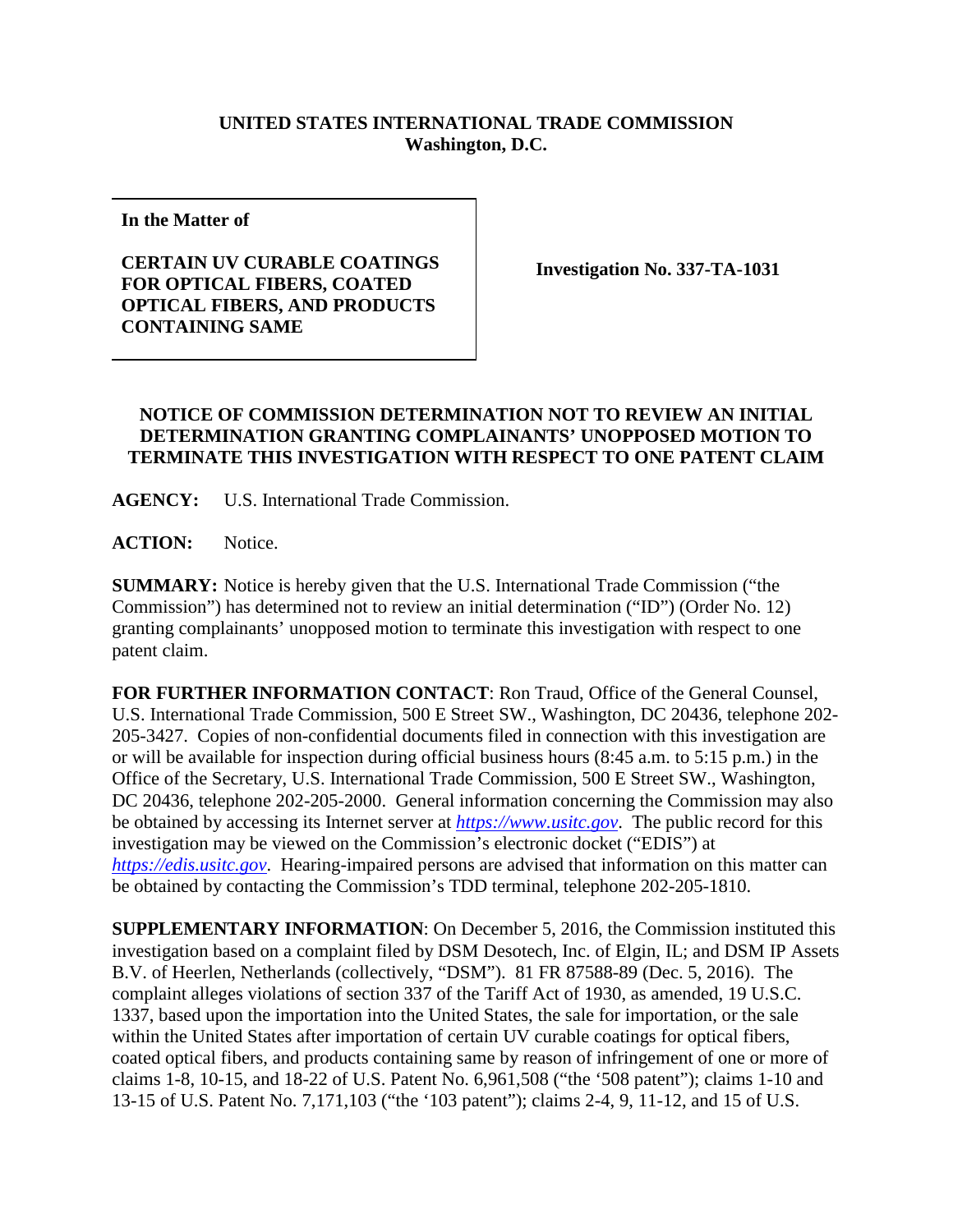**UNITED STATES INTERNATIONAL TRADE COMMISSION**
**Washington, D.C.**

| **In the Matter of**<br><br>**CERTAIN UV CURABLE COATINGS FOR OPTICAL FIBERS, COATED OPTICAL FIBERS, AND PRODUCTS CONTAINING SAME** | **Investigation No. 337-TA-1031** |
|---|---|

**NOTICE OF COMMISSION DETERMINATION NOT TO REVIEW AN INITIAL DETERMINATION GRANTING COMPLAINANTS' UNOPPOSED MOTION TO TERMINATE THIS INVESTIGATION WITH RESPECT TO ONE PATENT CLAIM**

**AGENCY:** U.S. International Trade Commission.

**ACTION:** Notice.

**SUMMARY:** Notice is hereby given that the U.S. International Trade Commission ("the Commission") has determined not to review an initial determination ("ID") (Order No. 12) granting complainants' unopposed motion to terminate this investigation with respect to one patent claim.

**FOR FURTHER INFORMATION CONTACT**: Ron Traud, Office of the General Counsel, U.S. International Trade Commission, 500 E Street SW., Washington, DC 20436, telephone 202-205-3427. Copies of non-confidential documents filed in connection with this investigation are or will be available for inspection during official business hours (8:45 a.m. to 5:15 p.m.) in the Office of the Secretary, U.S. International Trade Commission, 500 E Street SW., Washington, DC 20436, telephone 202-205-2000. General information concerning the Commission may also be obtained by accessing its Internet server at *https://www.usitc.gov*. The public record for this investigation may be viewed on the Commission's electronic docket ("EDIS") at *https://edis.usitc.gov*. Hearing-impaired persons are advised that information on this matter can be obtained by contacting the Commission's TDD terminal, telephone 202-205-1810.

**SUPPLEMENTARY INFORMATION**: On December 5, 2016, the Commission instituted this investigation based on a complaint filed by DSM Desotech, Inc. of Elgin, IL; and DSM IP Assets B.V. of Heerlen, Netherlands (collectively, "DSM"). 81 FR 87588-89 (Dec. 5, 2016). The complaint alleges violations of section 337 of the Tariff Act of 1930, as amended, 19 U.S.C. 1337, based upon the importation into the United States, the sale for importation, or the sale within the United States after importation of certain UV curable coatings for optical fibers, coated optical fibers, and products containing same by reason of infringement of one or more of claims 1-8, 10-15, and 18-22 of U.S. Patent No. 6,961,508 ("the '508 patent"); claims 1-10 and 13-15 of U.S. Patent No. 7,171,103 ("the '103 patent"); claims 2-4, 9, 11-12, and 15 of U.S.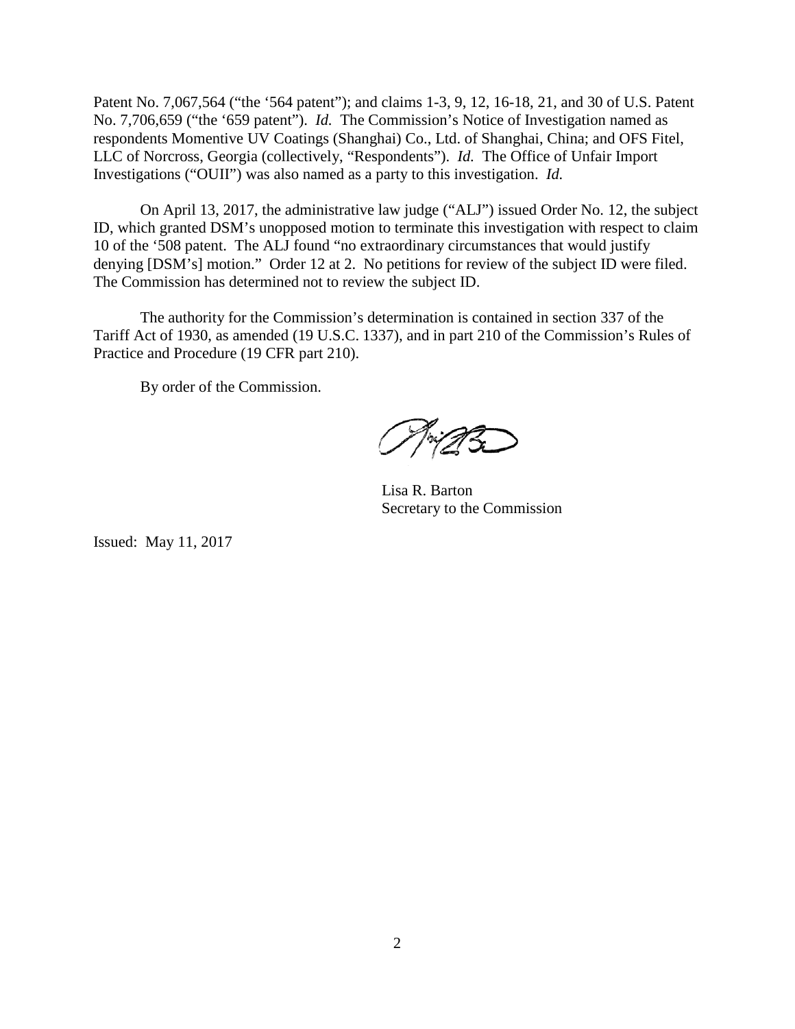Patent No. 7,067,564 ("the '564 patent"); and claims 1-3, 9, 12, 16-18, 21, and 30 of U.S. Patent No. 7,706,659 ("the '659 patent"). *Id.* The Commission's Notice of Investigation named as respondents Momentive UV Coatings (Shanghai) Co., Ltd. of Shanghai, China; and OFS Fitel, LLC of Norcross, Georgia (collectively, "Respondents"). *Id.* The Office of Unfair Import Investigations ("OUII") was also named as a party to this investigation. *Id.*

On April 13, 2017, the administrative law judge ("ALJ") issued Order No. 12, the subject ID, which granted DSM's unopposed motion to terminate this investigation with respect to claim 10 of the '508 patent. The ALJ found "no extraordinary circumstances that would justify denying [DSM's] motion." Order 12 at 2. No petitions for review of the subject ID were filed. The Commission has determined not to review the subject ID.

The authority for the Commission's determination is contained in section 337 of the Tariff Act of 1930, as amended (19 U.S.C. 1337), and in part 210 of the Commission's Rules of Practice and Procedure (19 CFR part 210).

By order of the Commission.

Lisa R. Barton
Secretary to the Commission

Issued: May 11, 2017